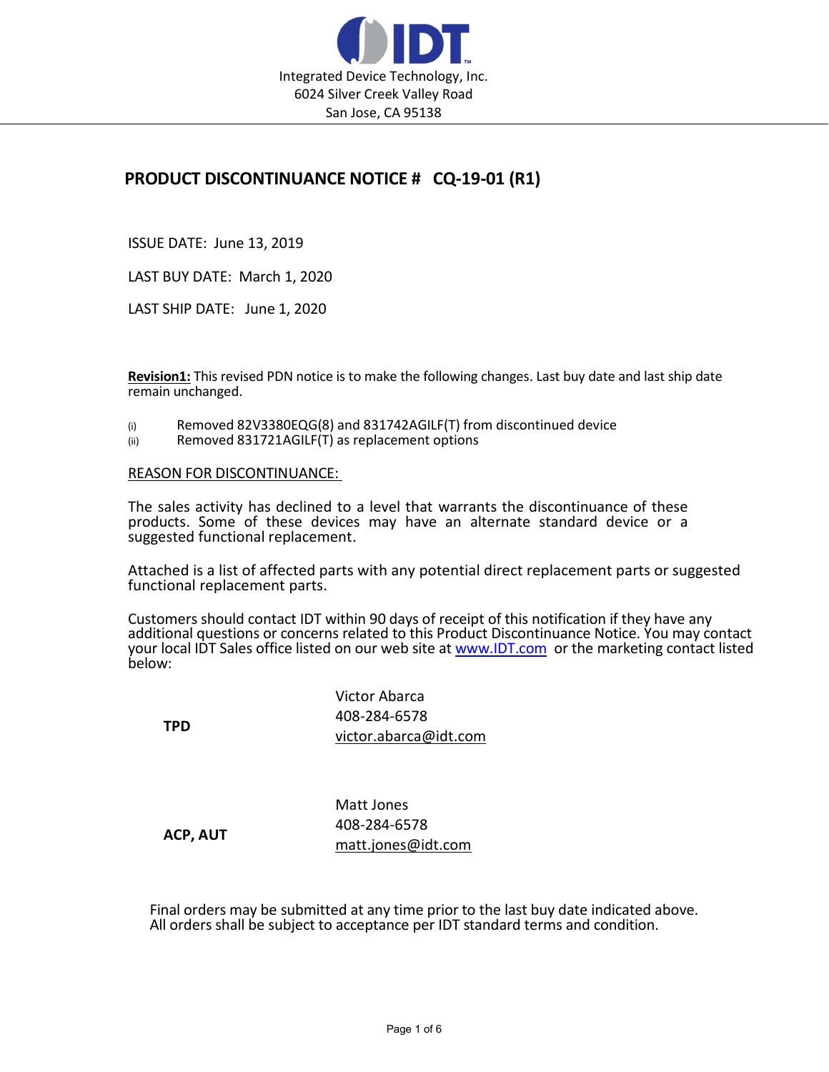Integrated Device Technology, Inc.
6024 Silver Creek Valley Road
San Jose, CA 95138

## PRODUCT DISCONTINUANCE NOTICE # CQ-19-01 (R1)

ISSUE DATE: June 13, 2019

LAST BUY DATE: March 1, 2020

LAST SHIP DATE: June 1, 2020

**Revision1:** This revised PDN notice is to make the following changes. Last buy date and last ship date remain unchanged.

(i) Removed 82V3380EQG(8) and 831742AGILF(T) from discontinued device
(ii) Removed 831721AGILF(T) as replacement options

REASON FOR DISCONTINUANCE:

The sales activity has declined to a level that warrants the discontinuance of these products. Some of these devices may have an alternate standard device or a suggested functional replacement.

Attached is a list of affected parts with any potential direct replacement parts or suggested functional replacement parts.

Customers should contact IDT within 90 days of receipt of this notification if they have any additional questions or concerns related to this Product Discontinuance Notice. You may contact your local IDT Sales office listed on our web site at www.IDT.com or the marketing contact listed below:

| | |
|---|---|
| **TPD** | Victor Abarca<br>408-284-6578<br>victor.abarca@idt.com |
| **ACP, AUT** | Matt Jones<br>408-284-6578<br>matt.jones@idt.com |

Final orders may be submitted at any time prior to the last buy date indicated above. All orders shall be subject to acceptance per IDT standard terms and condition.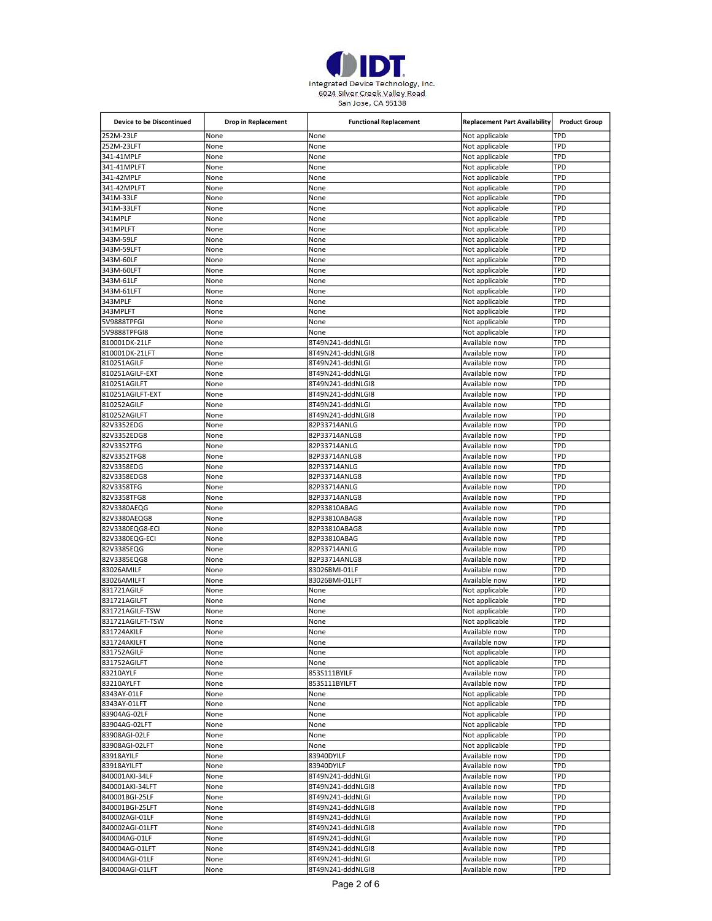IDT

Integrated Device Technology, Inc.
6024 Silver Creek Valley Road
San Jose, CA 95138

| Device to be Discontinued | Drop in Replacement | Functional Replacement | Replacement Part Availability | Product Group |
|---|---|---|---|---|
| 252M-23LF | None | None | Not applicable | TPD |
| 252M-23LFT | None | None | Not applicable | TPD |
| 341-41MPLF | None | None | Not applicable | TPD |
| 341-41MPLFT | None | None | Not applicable | TPD |
| 341-42MPLF | None | None | Not applicable | TPD |
| 341-42MPLFT | None | None | Not applicable | TPD |
| 341M-33LF | None | None | Not applicable | TPD |
| 341M-33LFT | None | None | Not applicable | TPD |
| 341MPLF | None | None | Not applicable | TPD |
| 341MPLFT | None | None | Not applicable | TPD |
| 343M-59LF | None | None | Not applicable | TPD |
| 343M-59LFT | None | None | Not applicable | TPD |
| 343M-60LF | None | None | Not applicable | TPD |
| 343M-60LFT | None | None | Not applicable | TPD |
| 343M-61LF | None | None | Not applicable | TPD |
| 343M-61LFT | None | None | Not applicable | TPD |
| 343MPLF | None | None | Not applicable | TPD |
| 343MPLFT | None | None | Not applicable | TPD |
| 5V9888TPFGI | None | None | Not applicable | TPD |
| 5V9888TPFGI8 | None | None | Not applicable | TPD |
| 810001DK-21LF | None | 8T49N241-dddNLGI | Available now | TPD |
| 810001DK-21LFT | None | 8T49N241-dddNLGI8 | Available now | TPD |
| 810251AGILF | None | 8T49N241-dddNLGI | Available now | TPD |
| 810251AGILF-EXT | None | 8T49N241-dddNLGI | Available now | TPD |
| 810251AGILFT | None | 8T49N241-dddNLGI8 | Available now | TPD |
| 810251AGILFT-EXT | None | 8T49N241-dddNLGI8 | Available now | TPD |
| 810252AGILF | None | 8T49N241-dddNLGI | Available now | TPD |
| 810252AGILFT | None | 8T49N241-dddNLGI8 | Available now | TPD |
| 82V3352EDG | None | 82P33714ANLG | Available now | TPD |
| 82V3352EDG8 | None | 82P33714ANLG8 | Available now | TPD |
| 82V3352TFG | None | 82P33714ANLG | Available now | TPD |
| 82V3352TFG8 | None | 82P33714ANLG8 | Available now | TPD |
| 82V3358EDG | None | 82P33714ANLG | Available now | TPD |
| 82V3358EDG8 | None | 82P33714ANLG8 | Available now | TPD |
| 82V3358TFG | None | 82P33714ANLG | Available now | TPD |
| 82V3358TFG8 | None | 82P33714ANLG8 | Available now | TPD |
| 82V3380AEQG | None | 82P33810ABAG | Available now | TPD |
| 82V3380AEQG8 | None | 82P33810ABAG8 | Available now | TPD |
| 82V3380EQG8-ECI | None | 82P33810ABAG8 | Available now | TPD |
| 82V3380EQG-ECI | None | 82P33810ABAG | Available now | TPD |
| 82V3385EQG | None | 82P33714ANLG | Available now | TPD |
| 82V3385EQG8 | None | 82P33714ANLG8 | Available now | TPD |
| 83026AMILF | None | 83026BMI-01LF | Available now | TPD |
| 83026AMILFT | None | 83026BMI-01LFT | Available now | TPD |
| 831721AGILF | None | None | Not applicable | TPD |
| 831721AGILFT | None | None | Not applicable | TPD |
| 831721AGILF-TSW | None | None | Not applicable | TPD |
| 831721AGILFT-TSW | None | None | Not applicable | TPD |
| 831724AKILF | None | None | Available now | TPD |
| 831724AKILFT | None | None | Available now | TPD |
| 831752AGILF | None | None | Not applicable | TPD |
| 831752AGILFT | None | None | Not applicable | TPD |
| 83210AYLF | None | 853S111BYILF | Available now | TPD |
| 83210AYLFT | None | 853S111BYILFT | Available now | TPD |
| 8343AY-01LF | None | None | Not applicable | TPD |
| 8343AY-01LFT | None | None | Not applicable | TPD |
| 83904AG-02LF | None | None | Not applicable | TPD |
| 83904AG-02LFT | None | None | Not applicable | TPD |
| 83908AGI-02LF | None | None | Not applicable | TPD |
| 83908AGI-02LFT | None | None | Not applicable | TPD |
| 83918AYILF | None | 83940DYILF | Available now | TPD |
| 83918AYILFT | None | 83940DYILF | Available now | TPD |
| 840001AKI-34LF | None | 8T49N241-dddNLGI | Available now | TPD |
| 840001AKI-34LFT | None | 8T49N241-dddNLGI8 | Available now | TPD |
| 840001BGI-25LF | None | 8T49N241-dddNLGI | Available now | TPD |
| 840001BGI-25LFT | None | 8T49N241-dddNLGI8 | Available now | TPD |
| 840002AGI-01LF | None | 8T49N241-dddNLGI | Available now | TPD |
| 840002AGI-01LFT | None | 8T49N241-dddNLGI8 | Available now | TPD |
| 840004AG-01LF | None | 8T49N241-dddNLGI | Available now | TPD |
| 840004AG-01LFT | None | 8T49N241-dddNLGI8 | Available now | TPD |
| 840004AGI-01LF | None | 8T49N241-dddNLGI | Available now | TPD |
| 840004AGI-01LFT | None | 8T49N241-dddNLGI8 | Available now | TPD |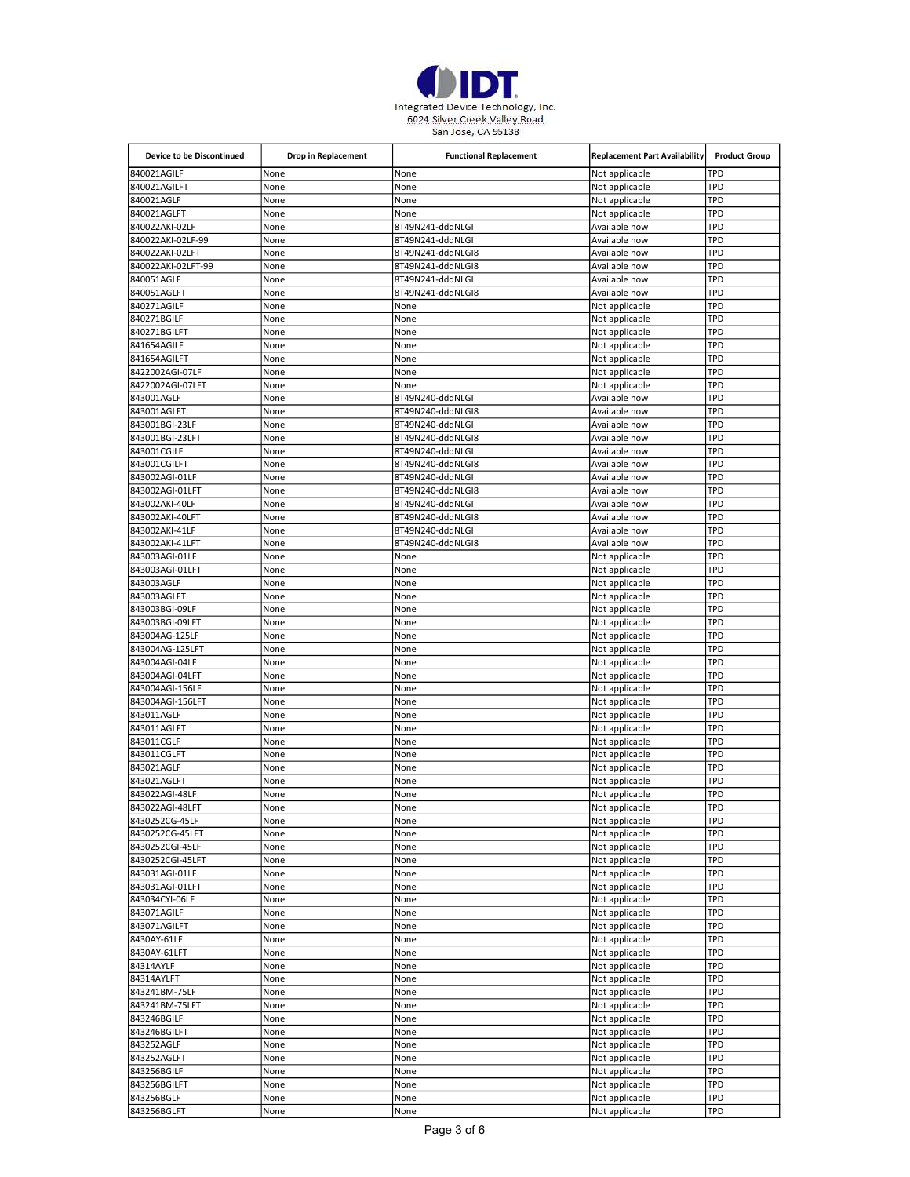Integrated Device Technology, Inc.
6024 Silver Creek Valley Road
San Jose, CA 95138

| Device to be Discontinued | Drop in Replacement | Functional Replacement | Replacement Part Availability | Product Group |
|---|---|---|---|---|
| 840021AGILF | None | None | Not applicable | TPD |
| 840021AGILFT | None | None | Not applicable | TPD |
| 840021AGLF | None | None | Not applicable | TPD |
| 840021AGLFT | None | None | Not applicable | TPD |
| 840022AKI-02LF | None | 8T49N241-dddNLGI | Available now | TPD |
| 840022AKI-02LF-99 | None | 8T49N241-dddNLGI | Available now | TPD |
| 840022AKI-02LFT | None | 8T49N241-dddNLGI8 | Available now | TPD |
| 840022AKI-02LFT-99 | None | 8T49N241-dddNLGI8 | Available now | TPD |
| 840051AGLF | None | 8T49N241-dddNLGI | Available now | TPD |
| 840051AGLFT | None | 8T49N241-dddNLGI8 | Available now | TPD |
| 840271AGILF | None | None | Not applicable | TPD |
| 840271BGILF | None | None | Not applicable | TPD |
| 840271BGILFT | None | None | Not applicable | TPD |
| 841654AGILF | None | None | Not applicable | TPD |
| 841654AGILFT | None | None | Not applicable | TPD |
| 8422002AGI-07LF | None | None | Not applicable | TPD |
| 8422002AGI-07LFT | None | None | Not applicable | TPD |
| 843001AGLF | None | 8T49N240-dddNLGI | Available now | TPD |
| 843001AGLFT | None | 8T49N240-dddNLGI8 | Available now | TPD |
| 843001BGI-23LF | None | 8T49N240-dddNLGI | Available now | TPD |
| 843001BGI-23LFT | None | 8T49N240-dddNLGI8 | Available now | TPD |
| 843001CGILF | None | 8T49N240-dddNLGI | Available now | TPD |
| 843001CGILFT | None | 8T49N240-dddNLGI8 | Available now | TPD |
| 843002AGI-01LF | None | 8T49N240-dddNLGI | Available now | TPD |
| 843002AGI-01LFT | None | 8T49N240-dddNLGI8 | Available now | TPD |
| 843002AKI-40LF | None | 8T49N240-dddNLGI | Available now | TPD |
| 843002AKI-40LFT | None | 8T49N240-dddNLGI8 | Available now | TPD |
| 843002AKI-41LF | None | 8T49N240-dddNLGI | Available now | TPD |
| 843002AKI-41LFT | None | 8T49N240-dddNLGI8 | Available now | TPD |
| 843003AGI-01LF | None | None | Not applicable | TPD |
| 843003AGI-01LFT | None | None | Not applicable | TPD |
| 843003AGLF | None | None | Not applicable | TPD |
| 843003AGLFT | None | None | Not applicable | TPD |
| 843003BGI-09LF | None | None | Not applicable | TPD |
| 843003BGI-09LFT | None | None | Not applicable | TPD |
| 843004AG-125LF | None | None | Not applicable | TPD |
| 843004AG-125LFT | None | None | Not applicable | TPD |
| 843004AGI-04LF | None | None | Not applicable | TPD |
| 843004AGI-04LFT | None | None | Not applicable | TPD |
| 843004AGI-156LF | None | None | Not applicable | TPD |
| 843004AGI-156LFT | None | None | Not applicable | TPD |
| 843011AGLF | None | None | Not applicable | TPD |
| 843011AGLFT | None | None | Not applicable | TPD |
| 843011CGLF | None | None | Not applicable | TPD |
| 843011CGLFT | None | None | Not applicable | TPD |
| 843021AGLF | None | None | Not applicable | TPD |
| 843021AGLFT | None | None | Not applicable | TPD |
| 843022AGI-48LF | None | None | Not applicable | TPD |
| 843022AGI-48LFT | None | None | Not applicable | TPD |
| 8430252CG-45LF | None | None | Not applicable | TPD |
| 8430252CG-45LFT | None | None | Not applicable | TPD |
| 8430252CGI-45LF | None | None | Not applicable | TPD |
| 8430252CGI-45LFT | None | None | Not applicable | TPD |
| 843031AGI-01LF | None | None | Not applicable | TPD |
| 843031AGI-01LFT | None | None | Not applicable | TPD |
| 843034CYI-06LF | None | None | Not applicable | TPD |
| 843071AGILF | None | None | Not applicable | TPD |
| 843071AGILFT | None | None | Not applicable | TPD |
| 8430AY-61LF | None | None | Not applicable | TPD |
| 8430AY-61LFT | None | None | Not applicable | TPD |
| 84314AYLF | None | None | Not applicable | TPD |
| 84314AYLFT | None | None | Not applicable | TPD |
| 843241BM-75LF | None | None | Not applicable | TPD |
| 843241BM-75LFT | None | None | Not applicable | TPD |
| 843246BGILF | None | None | Not applicable | TPD |
| 843246BGILFT | None | None | Not applicable | TPD |
| 843252AGLF | None | None | Not applicable | TPD |
| 843252AGLFT | None | None | Not applicable | TPD |
| 843256BGILF | None | None | Not applicable | TPD |
| 843256BGILFT | None | None | Not applicable | TPD |
| 843256BGLF | None | None | Not applicable | TPD |
| 843256BGLFT | None | None | Not applicable | TPD |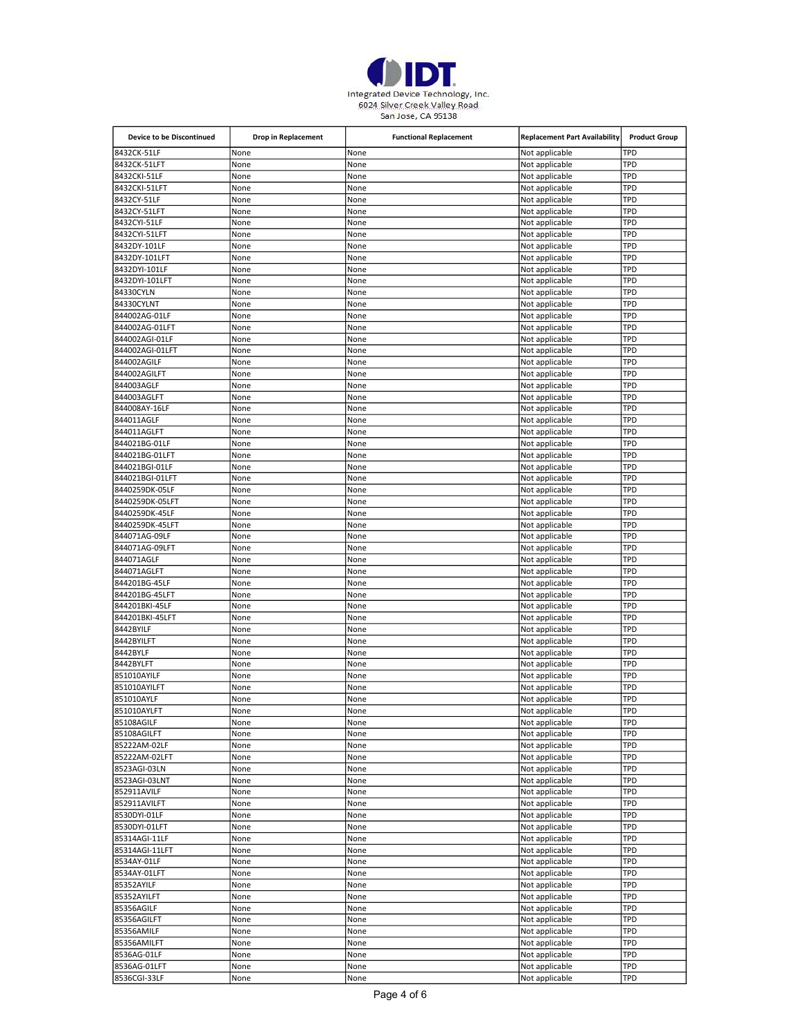Integrated Device Technology, Inc.
6024 Silver Creek Valley Road
San Jose, CA 95138

| Device to be Discontinued | Drop in Replacement | Functional Replacement | Replacement Part Availability | Product Group |
|---|---|---|---|---|
| 8432CK-51LF | None | None | Not applicable | TPD |
| 8432CK-51LFT | None | None | Not applicable | TPD |
| 8432CKI-51LF | None | None | Not applicable | TPD |
| 8432CKI-51LFT | None | None | Not applicable | TPD |
| 8432CY-51LF | None | None | Not applicable | TPD |
| 8432CY-51LFT | None | None | Not applicable | TPD |
| 8432CYI-51LF | None | None | Not applicable | TPD |
| 8432CYI-51LFT | None | None | Not applicable | TPD |
| 8432DY-101LF | None | None | Not applicable | TPD |
| 8432DY-101LFT | None | None | Not applicable | TPD |
| 8432DYI-101LF | None | None | Not applicable | TPD |
| 8432DYI-101LFT | None | None | Not applicable | TPD |
| 84330CYLN | None | None | Not applicable | TPD |
| 84330CYLNT | None | None | Not applicable | TPD |
| 844002AG-01LF | None | None | Not applicable | TPD |
| 844002AG-01LFT | None | None | Not applicable | TPD |
| 844002AGI-01LF | None | None | Not applicable | TPD |
| 844002AGI-01LFT | None | None | Not applicable | TPD |
| 844002AGILF | None | None | Not applicable | TPD |
| 844002AGILFT | None | None | Not applicable | TPD |
| 844003AGLF | None | None | Not applicable | TPD |
| 844003AGLFT | None | None | Not applicable | TPD |
| 844008AY-16LF | None | None | Not applicable | TPD |
| 844011AGLF | None | None | Not applicable | TPD |
| 844011AGLFT | None | None | Not applicable | TPD |
| 844021BG-01LF | None | None | Not applicable | TPD |
| 844021BG-01LFT | None | None | Not applicable | TPD |
| 844021BGI-01LF | None | None | Not applicable | TPD |
| 844021BGI-01LFT | None | None | Not applicable | TPD |
| 8440259DK-05LF | None | None | Not applicable | TPD |
| 8440259DK-05LFT | None | None | Not applicable | TPD |
| 8440259DK-45LF | None | None | Not applicable | TPD |
| 8440259DK-45LFT | None | None | Not applicable | TPD |
| 844071AG-09LF | None | None | Not applicable | TPD |
| 844071AG-09LFT | None | None | Not applicable | TPD |
| 844071AGLF | None | None | Not applicable | TPD |
| 844071AGLFT | None | None | Not applicable | TPD |
| 844201BG-45LF | None | None | Not applicable | TPD |
| 844201BG-45LFT | None | None | Not applicable | TPD |
| 844201BKI-45LF | None | None | Not applicable | TPD |
| 844201BKI-45LFT | None | None | Not applicable | TPD |
| 8442BYILF | None | None | Not applicable | TPD |
| 8442BYILFT | None | None | Not applicable | TPD |
| 8442BYLF | None | None | Not applicable | TPD |
| 8442BYLFT | None | None | Not applicable | TPD |
| 851010AYILF | None | None | Not applicable | TPD |
| 851010AYILFT | None | None | Not applicable | TPD |
| 851010AYLF | None | None | Not applicable | TPD |
| 851010AYLFT | None | None | Not applicable | TPD |
| 85108AGILF | None | None | Not applicable | TPD |
| 85108AGILFT | None | None | Not applicable | TPD |
| 85222AM-02LF | None | None | Not applicable | TPD |
| 85222AM-02LFT | None | None | Not applicable | TPD |
| 8523AGI-03LN | None | None | Not applicable | TPD |
| 8523AGI-03LNT | None | None | Not applicable | TPD |
| 852911AVILF | None | None | Not applicable | TPD |
| 852911AVILFT | None | None | Not applicable | TPD |
| 8530DYI-01LF | None | None | Not applicable | TPD |
| 8530DYI-01LFT | None | None | Not applicable | TPD |
| 85314AGI-11LF | None | None | Not applicable | TPD |
| 85314AGI-11LFT | None | None | Not applicable | TPD |
| 8534AY-01LF | None | None | Not applicable | TPD |
| 8534AY-01LFT | None | None | Not applicable | TPD |
| 85352AYILF | None | None | Not applicable | TPD |
| 85352AYILFT | None | None | Not applicable | TPD |
| 85356AGILF | None | None | Not applicable | TPD |
| 85356AGILFT | None | None | Not applicable | TPD |
| 85356AMILF | None | None | Not applicable | TPD |
| 85356AMILFT | None | None | Not applicable | TPD |
| 8536AG-01LF | None | None | Not applicable | TPD |
| 8536AG-01LFT | None | None | Not applicable | TPD |
| 8536CGI-33LF | None | None | Not applicable | TPD |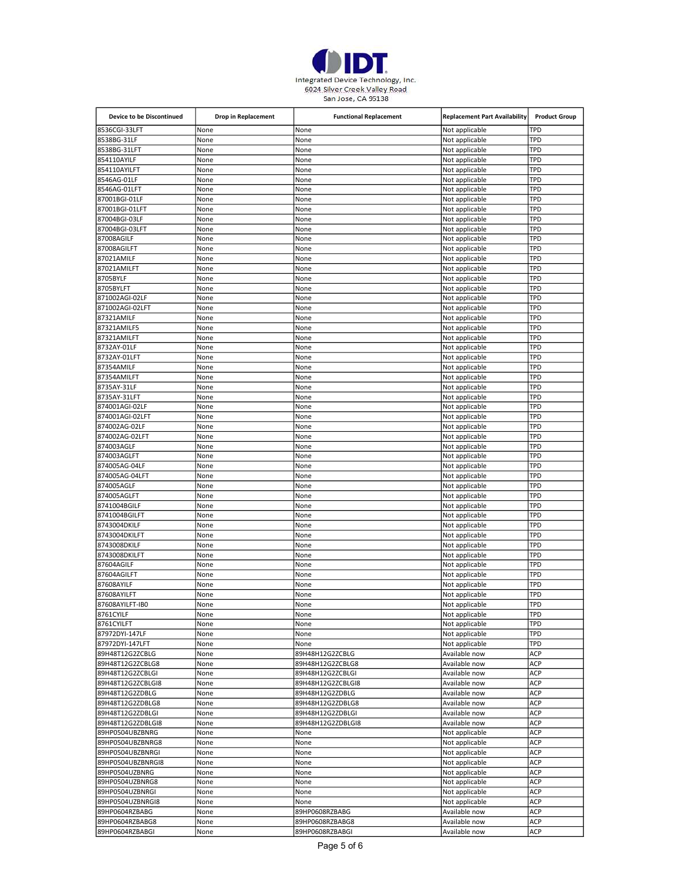Integrated Device Technology, Inc.
6024 Silver Creek Valley Road
San Jose, CA 95138

| Device to be Discontinued | Drop in Replacement | Functional Replacement | Replacement Part Availability | Product Group |
|---|---|---|---|---|
| 8536CGI-33LFT | None | None | Not applicable | TPD |
| 8538BG-31LF | None | None | Not applicable | TPD |
| 8538BG-31LFT | None | None | Not applicable | TPD |
| 854110AYILF | None | None | Not applicable | TPD |
| 854110AYILFT | None | None | Not applicable | TPD |
| 8546AG-01LF | None | None | Not applicable | TPD |
| 8546AG-01LFT | None | None | Not applicable | TPD |
| 87001BGI-01LF | None | None | Not applicable | TPD |
| 87001BGI-01LFT | None | None | Not applicable | TPD |
| 87004BGI-03LF | None | None | Not applicable | TPD |
| 87004BGI-03LFT | None | None | Not applicable | TPD |
| 87008AGILF | None | None | Not applicable | TPD |
| 87008AGILFT | None | None | Not applicable | TPD |
| 87021AMILF | None | None | Not applicable | TPD |
| 87021AMILFT | None | None | Not applicable | TPD |
| 8705BYLF | None | None | Not applicable | TPD |
| 8705BYLFT | None | None | Not applicable | TPD |
| 871002AGI-02LF | None | None | Not applicable | TPD |
| 871002AGI-02LFT | None | None | Not applicable | TPD |
| 87321AMILF | None | None | Not applicable | TPD |
| 87321AMILF5 | None | None | Not applicable | TPD |
| 87321AMILFT | None | None | Not applicable | TPD |
| 8732AY-01LF | None | None | Not applicable | TPD |
| 8732AY-01LFT | None | None | Not applicable | TPD |
| 87354AMILF | None | None | Not applicable | TPD |
| 87354AMILFT | None | None | Not applicable | TPD |
| 8735AY-31LF | None | None | Not applicable | TPD |
| 8735AY-31LFT | None | None | Not applicable | TPD |
| 874001AGI-02LF | None | None | Not applicable | TPD |
| 874001AGI-02LFT | None | None | Not applicable | TPD |
| 874002AG-02LF | None | None | Not applicable | TPD |
| 874002AG-02LFT | None | None | Not applicable | TPD |
| 874003AGLF | None | None | Not applicable | TPD |
| 874003AGLFT | None | None | Not applicable | TPD |
| 874005AG-04LF | None | None | Not applicable | TPD |
| 874005AG-04LFT | None | None | Not applicable | TPD |
| 874005AGLF | None | None | Not applicable | TPD |
| 874005AGLFT | None | None | Not applicable | TPD |
| 8741004BGILF | None | None | Not applicable | TPD |
| 8741004BGILFT | None | None | Not applicable | TPD |
| 8743004DKILF | None | None | Not applicable | TPD |
| 8743004DKILFT | None | None | Not applicable | TPD |
| 8743008DKILF | None | None | Not applicable | TPD |
| 8743008DKILFT | None | None | Not applicable | TPD |
| 87604AGILF | None | None | Not applicable | TPD |
| 87604AGILFT | None | None | Not applicable | TPD |
| 87608AYILF | None | None | Not applicable | TPD |
| 87608AYILFT | None | None | Not applicable | TPD |
| 87608AYILFT-IB0 | None | None | Not applicable | TPD |
| 8761CYILF | None | None | Not applicable | TPD |
| 8761CYILFT | None | None | Not applicable | TPD |
| 87972DYI-147LF | None | None | Not applicable | TPD |
| 87972DYI-147LFT | None | None | Not applicable | TPD |
| 89H48T12G2ZCBLG | None | 89H48H12G2ZCBLG | Available now | ACP |
| 89H48T12G2ZCBLG8 | None | 89H48H12G2ZCBLG8 | Available now | ACP |
| 89H48T12G2ZCBLGI | None | 89H48H12G2ZCBLGI | Available now | ACP |
| 89H48T12G2ZCBLGI8 | None | 89H48H12G2ZCBLGI8 | Available now | ACP |
| 89H48T12G2ZDBLG | None | 89H48H12G2ZDBLG | Available now | ACP |
| 89H48T12G2ZDBLG8 | None | 89H48H12G2ZDBLG8 | Available now | ACP |
| 89H48T12G2ZDBLGI | None | 89H48H12G2ZDBLGI | Available now | ACP |
| 89H48T12G2ZDBLGI8 | None | 89H48H12G2ZDBLGI8 | Available now | ACP |
| 89HP0504UBZBNRG | None | None | Not applicable | ACP |
| 89HP0504UBZBNRG8 | None | None | Not applicable | ACP |
| 89HP0504UBZBNRGI | None | None | Not applicable | ACP |
| 89HP0504UBZBNRGI8 | None | None | Not applicable | ACP |
| 89HP0504UZBNRG | None | None | Not applicable | ACP |
| 89HP0504UZBNRG8 | None | None | Not applicable | ACP |
| 89HP0504UZBNRGI | None | None | Not applicable | ACP |
| 89HP0504UZBNRGI8 | None | None | Not applicable | ACP |
| 89HP0604RZBABG | None | 89HP0608RZBABG | Available now | ACP |
| 89HP0604RZBABG8 | None | 89HP0608RZBABG8 | Available now | ACP |
| 89HP0604RZBABGI | None | 89HP0608RZBABGI | Available now | ACP |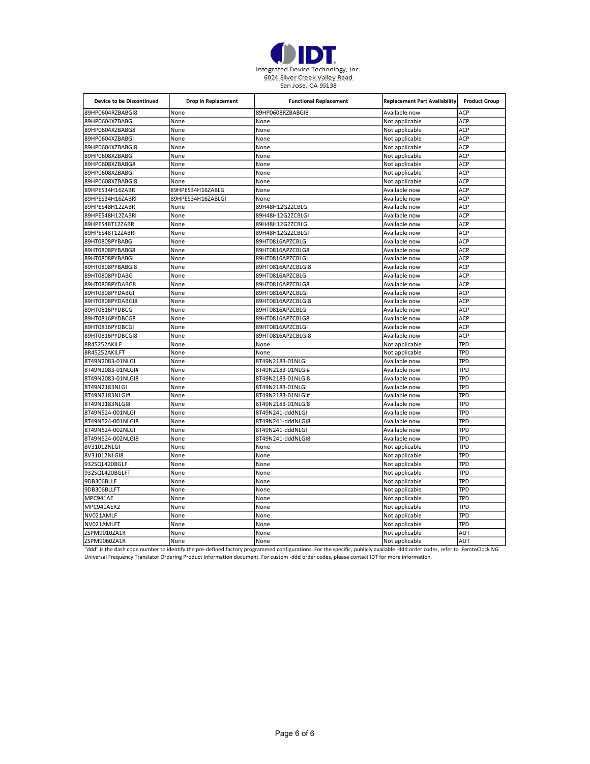Integrated Device Technology, Inc.
6024 Silver Creek Valley Road
San Jose, CA 95138

| Device to be Discontinued | Drop in Replacement | Functional Replacement | Replacement Part Availability | Product Group |
|---|---|---|---|---|
| 89HP0604RZBABGI8 | None | 89HP0608RZBABGI8 | Available now | ACP |
| 89HP0604XZBABG | None | None | Not applicable | ACP |
| 89HP0604XZBABG8 | None | None | Not applicable | ACP |
| 89HP0604XZBABGI | None | None | Not applicable | ACP |
| 89HP0604XZBABGI8 | None | None | Not applicable | ACP |
| 89HP0608XZBABG | None | None | Not applicable | ACP |
| 89HP0608XZBABG8 | None | None | Not applicable | ACP |
| 89HP0608XZBABGI | None | None | Not applicable | ACP |
| 89HP0608XZBABGI8 | None | None | Not applicable | ACP |
| 89HPES34H16ZABR | 89HPES34H16ZABLG | None | Available now | ACP |
| 89HPES34H16ZABRI | 89HPES34H16ZABLGI | None | Available now | ACP |
| 89HPES48H12ZABR | None | 89H48H12G2ZCBLG | Available now | ACP |
| 89HPES48H12ZABRI | None | 89H48H12G2ZCBLGI | Available now | ACP |
| 89HPES48T12ZABR | None | 89H48H12G2ZCBLG | Available now | ACP |
| 89HPES48T12ZABRI | None | 89H48H12G2ZCBLGI | Available now | ACP |
| 89HT0808PYBABG | None | 89HT0816APZCBLG | Available now | ACP |
| 89HT0808PYBABG8 | None | 89HT0816APZCBLG8 | Available now | ACP |
| 89HT0808PYBABGI | None | 89HT0816APZCBLGI | Available now | ACP |
| 89HT0808PYBABGI8 | None | 89HT0816APZCBLGI8 | Available now | ACP |
| 89HT0808PYDABG | None | 89HT0816APZCBLG | Available now | ACP |
| 89HT0808PYDABG8 | None | 89HT0816APZCBLG8 | Available now | ACP |
| 89HT0808PYDABGI | None | 89HT0816APZCBLGI | Available now | ACP |
| 89HT0808PYDABGI8 | None | 89HT0816APZCBLGI8 | Available now | ACP |
| 89HT0816PYDBCG | None | 89HT0816APZCBLG | Available now | ACP |
| 89HT0816PYDBCG8 | None | 89HT0816APZCBLG8 | Available now | ACP |
| 89HT0816PYDBCGI | None | 89HT0816APZCBLGI | Available now | ACP |
| 89HT0816PYDBCGI8 | None | 89HT0816APZCBLGI8 | Available now | ACP |
| 8R45252AKILF | None | None | Not applicable | TPD |
| 8R45252AKILFT | None | None | Not applicable | TPD |
| 8T49N2083-01NLGI | None | 8T49N2183-01NLGI | Available now | TPD |
| 8T49N2083-01NLGI# | None | 8T49N2183-01NLGI# | Available now | TPD |
| 8T49N2083-01NLGI8 | None | 8T49N2183-01NLGI8 | Available now | TPD |
| 8T49N2183NLGI | None | 8T49N2183-01NLGI | Available now | TPD |
| 8T49N2183NLGI# | None | 8T49N2183-01NLGI# | Available now | TPD |
| 8T49N2183NLGI8 | None | 8T49N2183-01NLGI8 | Available now | TPD |
| 8T49N524-001NLGI | None | 8T49N241-dddNLGI | Available now | TPD |
| 8T49N524-001NLGI8 | None | 8T49N241-dddNLGI8 | Available now | TPD |
| 8T49N524-002NLGI | None | 8T49N241-dddNLGI | Available now | TPD |
| 8T49N524-002NLGI8 | None | 8T49N241-dddNLGI8 | Available now | TPD |
| 8V31012NLGI | None | None | Not applicable | TPD |
| 8V31012NLGI8 | None | None | Not applicable | TPD |
| 932SQL420BGLF | None | None | Not applicable | TPD |
| 932SQL420BGLFT | None | None | Not applicable | TPD |
| 9DB306BLLF | None | None | Not applicable | TPD |
| 9DB306BLLFT | None | None | Not applicable | TPD |
| MPC941AE | None | None | Not applicable | TPD |
| MPC941AER2 | None | None | Not applicable | TPD |
| NV021AMLF | None | None | Not applicable | TPD |
| NV021AMLFT | None | None | Not applicable | TPD |
| ZSPM9010ZA1R | None | None | Not applicable | AUT |
| ZSPM9060ZA1R | None | None | Not applicable | AUT |

"ddd" is the dash code number to identify the pre-defined factory programmed configurations. For the specific, publicly available -ddd order codes, refer to FemtoClock NG Universal Frequency Translator Ordering Product Information document. For custom -ddd order codes, please contact IDT for more information.